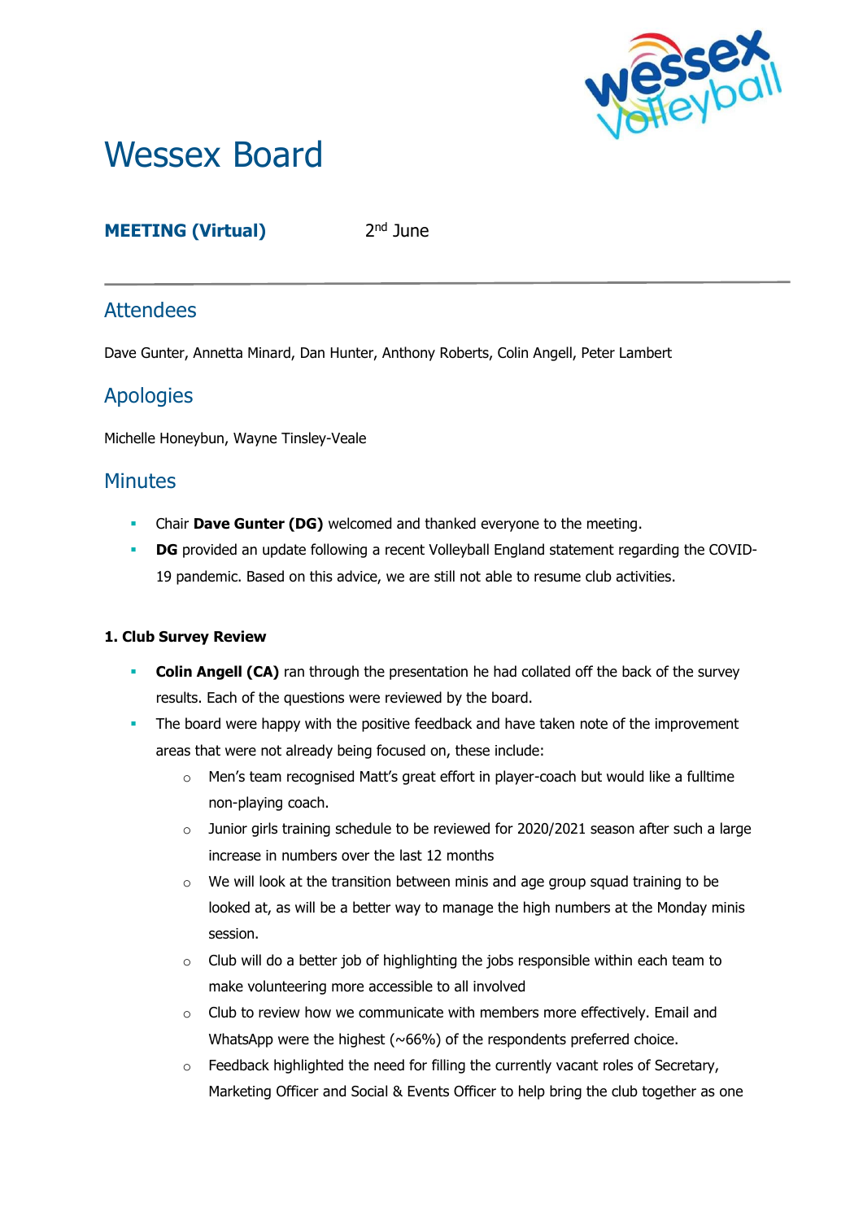# Wessex Board

**MEETING (Virtual)** 2nd June

## Attendees

Dave Gunter, Annetta Minard, Dan Hunter, Anthony Roberts, Colin Angell, Peter Lambert

## Apologies

Michelle Honeybun, Wayne Tinsley-Veale

## Minutes

- Chair **Dave Gunter (DG)** welcomed and thanked everyone to the meeting.
- **DG** provided an update following a recent Volleyball England statement regarding the COVID-19 pandemic. Based on this advice, we are still not able to resume club activities.

**1. Club Survey Review**

- **Colin Angell (CA)** ran through the presentation he had collated off the back of the survey results. Each of the questions were reviewed by the board.
- The board were happy with the positive feedback and have taken note of the improvement areas that were not already being focused on, these include:
  - Men's team recognised Matt's great effort in player-coach but would like a fulltime non-playing coach.
  - Junior girls training schedule to be reviewed for 2020/2021 season after such a large increase in numbers over the last 12 months
  - We will look at the transition between minis and age group squad training to be looked at, as will be a better way to manage the high numbers at the Monday minis session.
  - Club will do a better job of highlighting the jobs responsible within each team to make volunteering more accessible to all involved
  - Club to review how we communicate with members more effectively. Email and WhatsApp were the highest (~66%) of the respondents preferred choice.
  - Feedback highlighted the need for filling the currently vacant roles of Secretary, Marketing Officer and Social & Events Officer to help bring the club together as one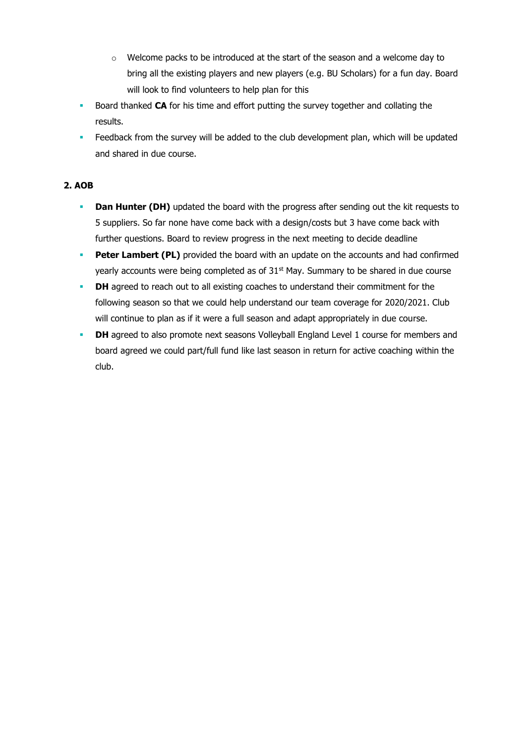- Welcome packs to be introduced at the start of the season and a welcome day to bring all the existing players and new players (e.g. BU Scholars) for a fun day. Board will look to find volunteers to help plan for this
- Board thanked **CA** for his time and effort putting the survey together and collating the results.
- Feedback from the survey will be added to the club development plan, which will be updated and shared in due course.

**2. AOB**

- **Dan Hunter (DH)** updated the board with the progress after sending out the kit requests to 5 suppliers. So far none have come back with a design/costs but 3 have come back with further questions. Board to review progress in the next meeting to decide deadline
- **Peter Lambert (PL)** provided the board with an update on the accounts and had confirmed yearly accounts were being completed as of 31st May. Summary to be shared in due course
- **DH** agreed to reach out to all existing coaches to understand their commitment for the following season so that we could help understand our team coverage for 2020/2021. Club will continue to plan as if it were a full season and adapt appropriately in due course.
- **DH** agreed to also promote next seasons Volleyball England Level 1 course for members and board agreed we could part/full fund like last season in return for active coaching within the club.